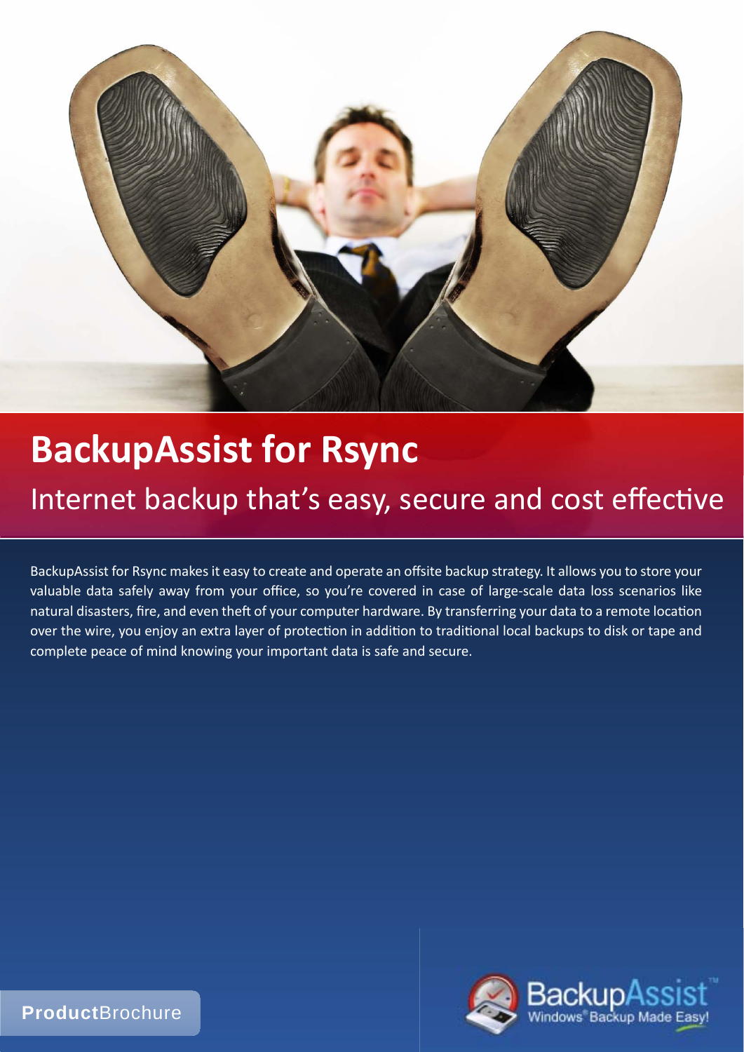# BackupAssist for Rsync

## Internet backup that's easy, secure and cost effective

BackupAssist for Rsync makes it easy to create and operate an offsite backup strategy. It allows you to store your valuable data safely away from your office, so you're covered in case of large-scale data loss scenarios like natural disasters, fire, and even theft of your computer hardware. By transferring your data to a remote location over the wire, you enjoy an extra layer of protection in addition to traditional local backups to disk or tape and complete peace of mind knowing your important data is safe and secure.

**Product**Brochure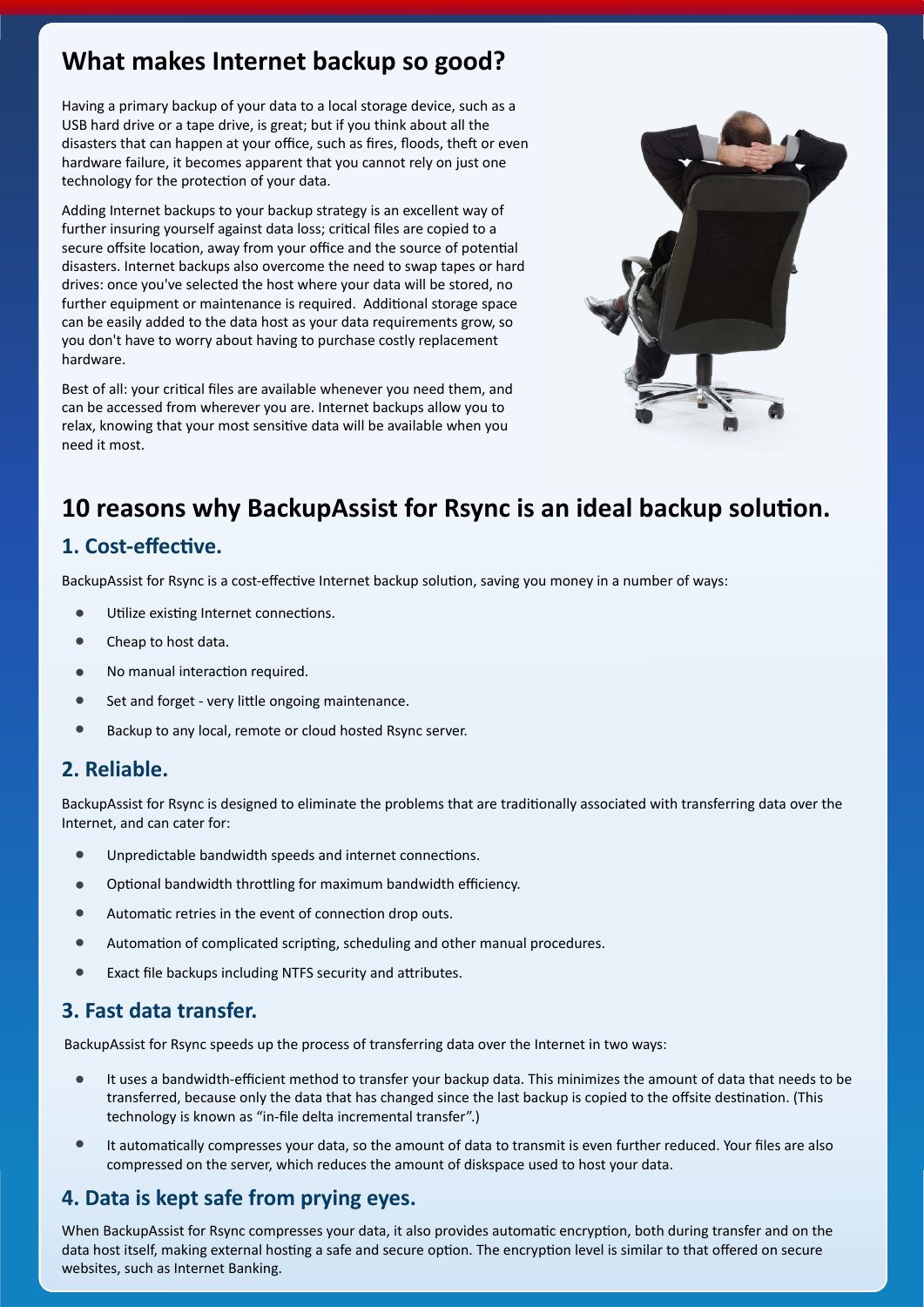## What makes Internet backup so good?

Having a primary backup of your data to a local storage device, such as a USB hard drive or a tape drive, is great; but if you think about all the disasters that can happen at your office, such as fires, floods, theft or even hardware failure, it becomes apparent that you cannot rely on just one technology for the protection of your data.

Adding Internet backups to your backup strategy is an excellent way of further insuring yourself against data loss; critical files are copied to a secure offsite location, away from your office and the source of potential disasters. Internet backups also overcome the need to swap tapes or hard drives: once you've selected the host where your data will be stored, no further equipment or maintenance is required. Additional storage space can be easily added to the data host as your data requirements grow, so you don't have to worry about having to purchase costly replacement hardware.

Best of all: your critical files are available whenever you need them, and can be accessed from wherever you are. Internet backups allow you to relax, knowing that your most sensitive data will be available when you need it most.

## 10 reasons why BackupAssist for Rsync is an ideal backup solution.

### 1. Cost-effective.

BackupAssist for Rsync is a cost-effective Internet backup solution, saving you money in a number of ways:

- Utilize existing Internet connections.
- Cheap to host data.
- No manual interaction required.
- Set and forget - very little ongoing maintenance.
- Backup to any local, remote or cloud hosted Rsync server.

### 2. Reliable.

BackupAssist for Rsync is designed to eliminate the problems that are traditionally associated with transferring data over the Internet, and can cater for:

- Unpredictable bandwidth speeds and internet connections.
- Optional bandwidth throttling for maximum bandwidth efficiency.
- Automatic retries in the event of connection drop outs.
- Automation of complicated scripting, scheduling and other manual procedures.
- Exact file backups including NTFS security and attributes.

### 3. Fast data transfer.

BackupAssist for Rsync speeds up the process of transferring data over the Internet in two ways:

- It uses a bandwidth-efficient method to transfer your backup data. This minimizes the amount of data that needs to be transferred, because only the data that has changed since the last backup is copied to the offsite destination. (This technology is known as "in-file delta incremental transfer".)
- It automatically compresses your data, so the amount of data to transmit is even further reduced. Your files are also compressed on the server, which reduces the amount of diskspace used to host your data.

### 4. Data is kept safe from prying eyes.

When BackupAssist for Rsync compresses your data, it also provides automatic encryption, both during transfer and on the data host itself, making external hosting a safe and secure option. The encryption level is similar to that offered on secure websites, such as Internet Banking.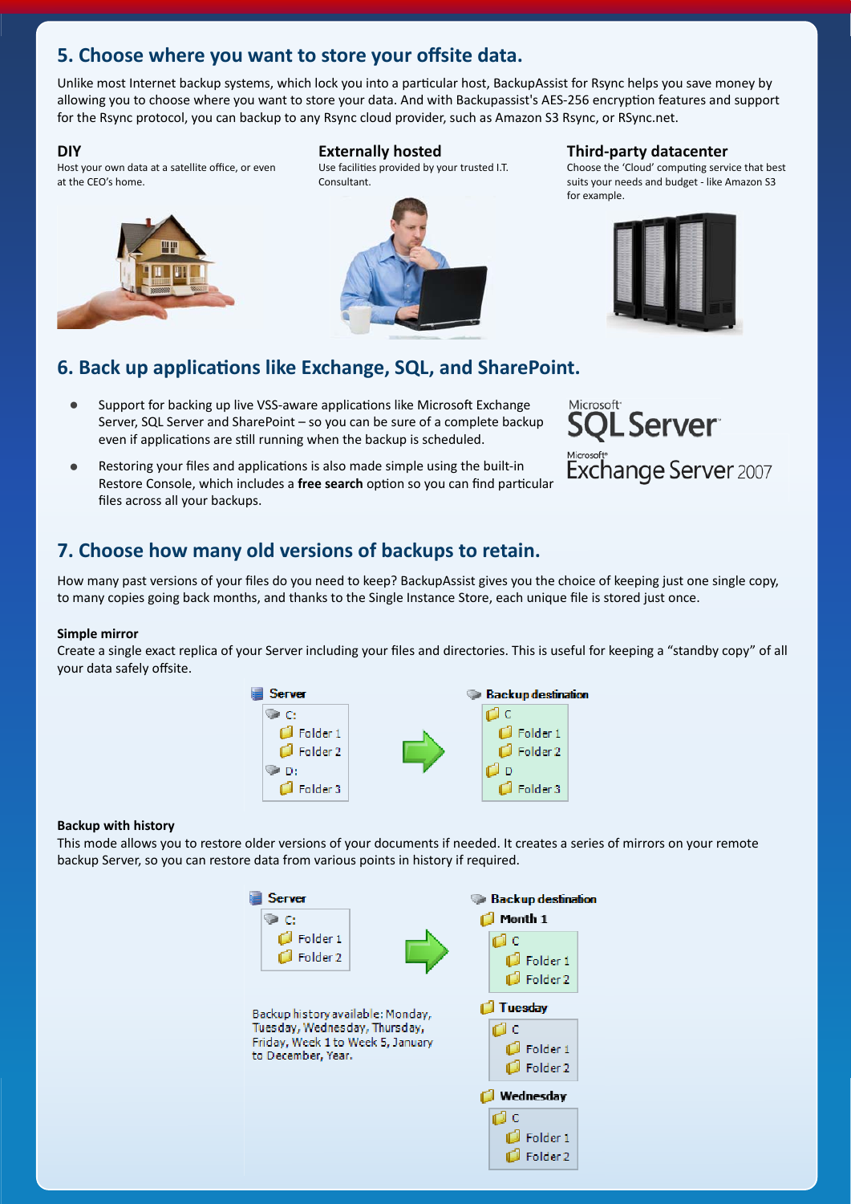## 5. Choose where you want to store your offsite data.

Unlike most Internet backup systems, which lock you into a particular host, BackupAssist for Rsync helps you save money by allowing you to choose where you want to store your data. And with Backupassist's AES-256 encryption features and support for the Rsync protocol, you can backup to any Rsync cloud provider, such as Amazon S3 Rsync, or RSync.net.

**DIY**

Host your own data at a satellite office, or even at the CEO's home.

**Externally hosted**

Use facilities provided by your trusted I.T. Consultant.

**Third-party datacenter**

Choose the 'Cloud' computing service that best suits your needs and budget - like Amazon S3 for example.

## 6. Back up applications like Exchange, SQL, and SharePoint.

- Support for backing up live VSS-aware applications like Microsoft Exchange Server, SQL Server and SharePoint – so you can be sure of a complete backup even if applications are still running when the backup is scheduled.
- Restoring your files and applications is also made simple using the built-in Restore Console, which includes a **free search** option so you can find particular files across all your backups.

Microsoft SQL Server

Microsoft Exchange Server 2007

## 7. Choose how many old versions of backups to retain.

How many past versions of your files do you need to keep? BackupAssist gives you the choice of keeping just one single copy, to many copies going back months, and thanks to the Single Instance Store, each unique file is stored just once.

**Simple mirror**

Create a single exact replica of your Server including your files and directories. This is useful for keeping a "standby copy" of all your data safely offsite.

Server: C: (Folder 1, Folder 2), D: (Folder 3) → Backup destination: C (Folder 1, Folder 2), D (Folder 3)

**Backup with history**

This mode allows you to restore older versions of your documents if needed. It creates a series of mirrors on your remote backup Server, so you can restore data from various points in history if required.

Server: C: (Folder 1, Folder 2) → Backup destination: Month 1 (C: Folder 1, Folder 2), Tuesday (C: Folder 1, Folder 2), Wednesday (C: Folder 1, Folder 2)

Backup history available: Monday, Tuesday, Wednesday, Thursday, Friday, Week 1 to Week 5, January to December, Year.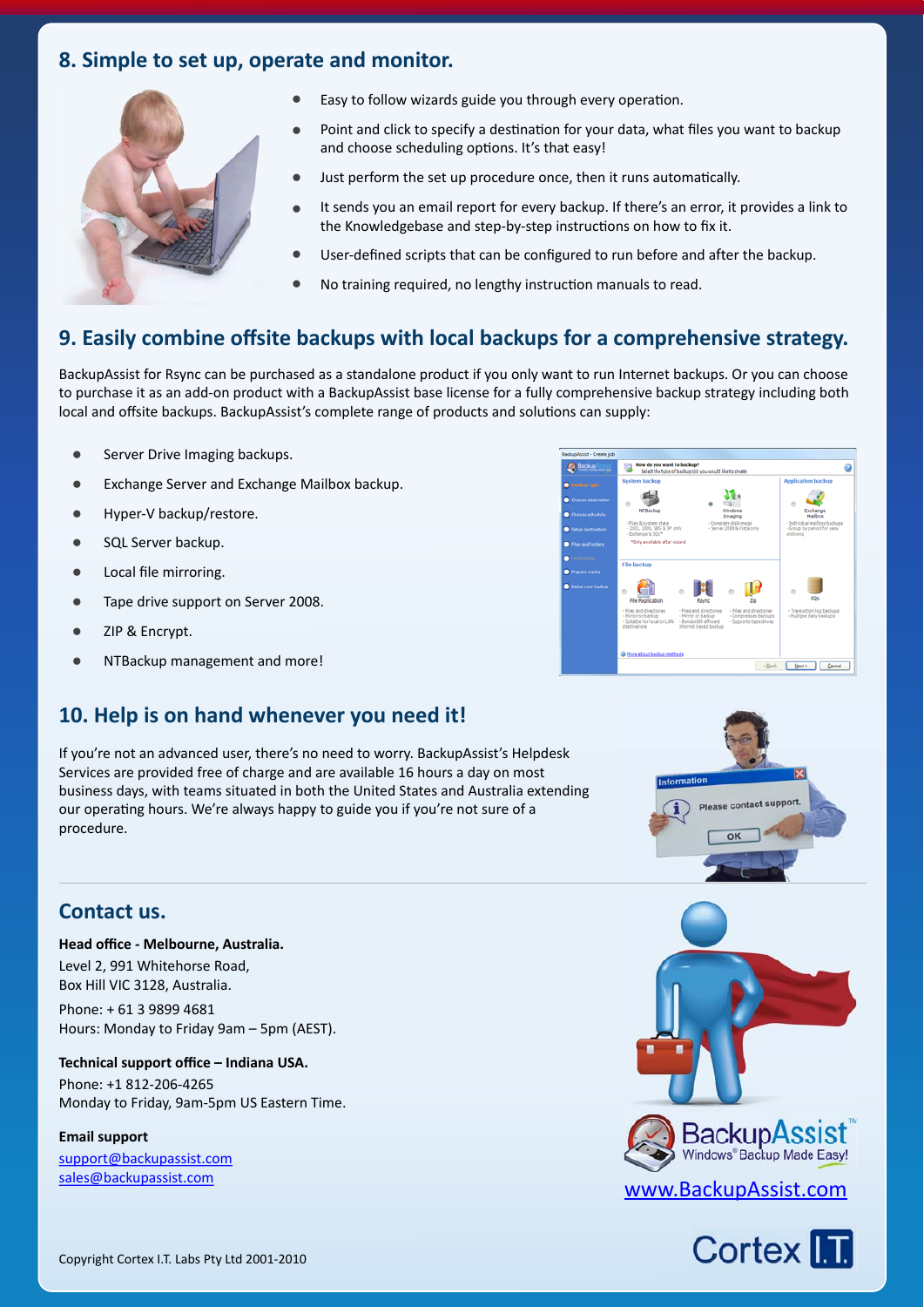## 8. Simple to set up, operate and monitor.

- Easy to follow wizards guide you through every operation.
- Point and click to specify a destination for your data, what files you want to backup and choose scheduling options. It's that easy!
- Just perform the set up procedure once, then it runs automatically.
- It sends you an email report for every backup. If there's an error, it provides a link to the Knowledgebase and step-by-step instructions on how to fix it.
- User-defined scripts that can be configured to run before and after the backup.
- No training required, no lengthy instruction manuals to read.

## 9. Easily combine offsite backups with local backups for a comprehensive strategy.

BackupAssist for Rsync can be purchased as a standalone product if you only want to run Internet backups. Or you can choose to purchase it as an add-on product with a BackupAssist base license for a fully comprehensive backup strategy including both local and offsite backups. BackupAssist's complete range of products and solutions can supply:

- Server Drive Imaging backups.
- Exchange Server and Exchange Mailbox backup.
- Hyper-V backup/restore.
- SQL Server backup.
- Local file mirroring.
- Tape drive support on Server 2008.
- ZIP & Encrypt.
- NTBackup management and more!

## 10. Help is on hand whenever you need it!

If you're not an advanced user, there's no need to worry. BackupAssist's Helpdesk Services are provided free of charge and are available 16 hours a day on most business days, with teams situated in both the United States and Australia extending our operating hours. We're always happy to guide you if you're not sure of a procedure.

## Contact us.

**Head office - Melbourne, Australia.**
Level 2, 991 Whitehorse Road,
Box Hill VIC 3128, Australia.

Phone: + 61 3 9899 4681
Hours: Monday to Friday 9am – 5pm (AEST).

**Technical support office – Indiana USA.**
Phone: +1 812-206-4265
Monday to Friday, 9am-5pm US Eastern Time.

**Email support**
support@backupassist.com
sales@backupassist.com

BackupAssist™ Windows® Backup Made Easy!

www.BackupAssist.com

Cortex I.T.

Copyright Cortex I.T. Labs Pty Ltd 2001-2010